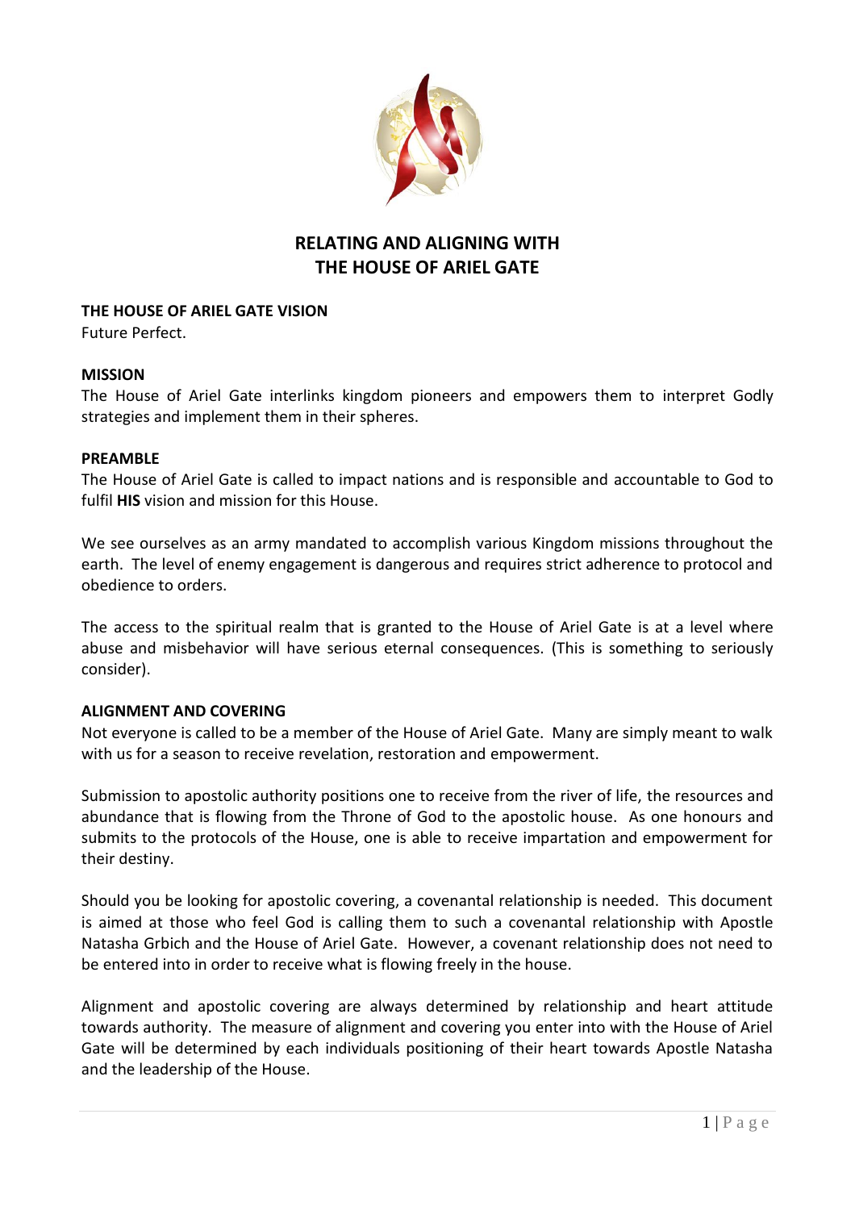# RELATING AND ALIGNING WITH THE HOUSE OF ARIEL GATE

## THE HOUSE OF ARIEL GATE VISION

Future Perfect.

## MISSION

The House of Ariel Gate interlinks kingdom pioneers and empowers them to interpret Godly strategies and implement them in their spheres.

## PREAMBLE

The House of Ariel Gate is called to impact nations and is responsible and accountable to God to fulfil **HIS** vision and mission for this House.

We see ourselves as an army mandated to accomplish various Kingdom missions throughout the earth. The level of enemy engagement is dangerous and requires strict adherence to protocol and obedience to orders.

The access to the spiritual realm that is granted to the House of Ariel Gate is at a level where abuse and misbehavior will have serious eternal consequences. (This is something to seriously consider).

## ALIGNMENT AND COVERING

Not everyone is called to be a member of the House of Ariel Gate. Many are simply meant to walk with us for a season to receive revelation, restoration and empowerment.

Submission to apostolic authority positions one to receive from the river of life, the resources and abundance that is flowing from the Throne of God to the apostolic house. As one honours and submits to the protocols of the House, one is able to receive impartation and empowerment for their destiny.

Should you be looking for apostolic covering, a covenantal relationship is needed. This document is aimed at those who feel God is calling them to such a covenantal relationship with Apostle Natasha Grbich and the House of Ariel Gate. However, a covenant relationship does not need to be entered into in order to receive what is flowing freely in the house.

Alignment and apostolic covering are always determined by relationship and heart attitude towards authority. The measure of alignment and covering you enter into with the House of Ariel Gate will be determined by each individuals positioning of their heart towards Apostle Natasha and the leadership of the House.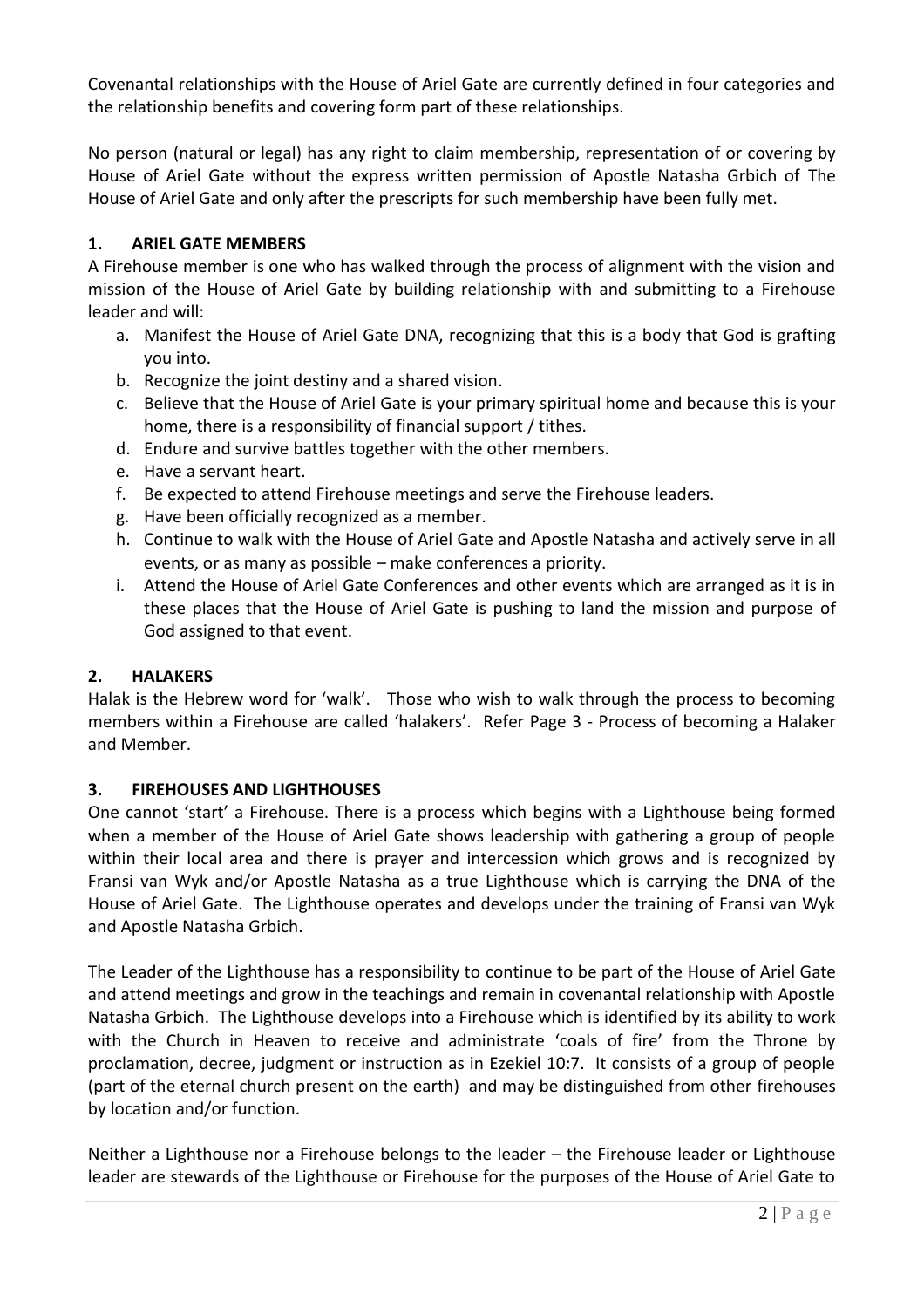Covenantal relationships with the House of Ariel Gate are currently defined in four categories and the relationship benefits and covering form part of these relationships.

No person (natural or legal) has any right to claim membership, representation of or covering by House of Ariel Gate without the express written permission of Apostle Natasha Grbich of The House of Ariel Gate and only after the prescripts for such membership have been fully met.

## 1. ARIEL GATE MEMBERS

A Firehouse member is one who has walked through the process of alignment with the vision and mission of the House of Ariel Gate by building relationship with and submitting to a Firehouse leader and will:

a. Manifest the House of Ariel Gate DNA, recognizing that this is a body that God is grafting you into.
b. Recognize the joint destiny and a shared vision.
c. Believe that the House of Ariel Gate is your primary spiritual home and because this is your home, there is a responsibility of financial support / tithes.
d. Endure and survive battles together with the other members.
e. Have a servant heart.
f. Be expected to attend Firehouse meetings and serve the Firehouse leaders.
g. Have been officially recognized as a member.
h. Continue to walk with the House of Ariel Gate and Apostle Natasha and actively serve in all events, or as many as possible – make conferences a priority.
i. Attend the House of Ariel Gate Conferences and other events which are arranged as it is in these places that the House of Ariel Gate is pushing to land the mission and purpose of God assigned to that event.

## 2. HALAKERS

Halak is the Hebrew word for 'walk'. Those who wish to walk through the process to becoming members within a Firehouse are called 'halakers'. Refer Page 3 - Process of becoming a Halaker and Member.

## 3. FIREHOUSES AND LIGHTHOUSES

One cannot 'start' a Firehouse. There is a process which begins with a Lighthouse being formed when a member of the House of Ariel Gate shows leadership with gathering a group of people within their local area and there is prayer and intercession which grows and is recognized by Fransi van Wyk and/or Apostle Natasha as a true Lighthouse which is carrying the DNA of the House of Ariel Gate. The Lighthouse operates and develops under the training of Fransi van Wyk and Apostle Natasha Grbich.

The Leader of the Lighthouse has a responsibility to continue to be part of the House of Ariel Gate and attend meetings and grow in the teachings and remain in covenantal relationship with Apostle Natasha Grbich. The Lighthouse develops into a Firehouse which is identified by its ability to work with the Church in Heaven to receive and administrate 'coals of fire' from the Throne by proclamation, decree, judgment or instruction as in Ezekiel 10:7. It consists of a group of people (part of the eternal church present on the earth) and may be distinguished from other firehouses by location and/or function.

Neither a Lighthouse nor a Firehouse belongs to the leader – the Firehouse leader or Lighthouse leader are stewards of the Lighthouse or Firehouse for the purposes of the House of Ariel Gate to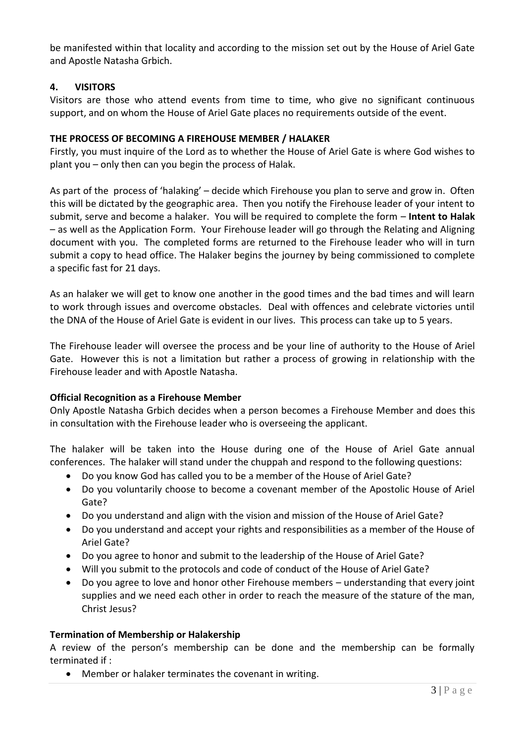be manifested within that locality and according to the mission set out by the House of Ariel Gate and Apostle Natasha Grbich.

## 4. VISITORS

Visitors are those who attend events from time to time, who give no significant continuous support, and on whom the House of Ariel Gate places no requirements outside of the event.

## THE PROCESS OF BECOMING A FIREHOUSE MEMBER / HALAKER

Firstly, you must inquire of the Lord as to whether the House of Ariel Gate is where God wishes to plant you – only then can you begin the process of Halak.

As part of the process of 'halaking' – decide which Firehouse you plan to serve and grow in. Often this will be dictated by the geographic area. Then you notify the Firehouse leader of your intent to submit, serve and become a halaker. You will be required to complete the form – **Intent to Halak** – as well as the Application Form. Your Firehouse leader will go through the Relating and Aligning document with you. The completed forms are returned to the Firehouse leader who will in turn submit a copy to head office. The Halaker begins the journey by being commissioned to complete a specific fast for 21 days.

As an halaker we will get to know one another in the good times and the bad times and will learn to work through issues and overcome obstacles. Deal with offences and celebrate victories until the DNA of the House of Ariel Gate is evident in our lives. This process can take up to 5 years.

The Firehouse leader will oversee the process and be your line of authority to the House of Ariel Gate. However this is not a limitation but rather a process of growing in relationship with the Firehouse leader and with Apostle Natasha.

### Official Recognition as a Firehouse Member

Only Apostle Natasha Grbich decides when a person becomes a Firehouse Member and does this in consultation with the Firehouse leader who is overseeing the applicant.

The halaker will be taken into the House during one of the House of Ariel Gate annual conferences. The halaker will stand under the chuppah and respond to the following questions:

- Do you know God has called you to be a member of the House of Ariel Gate?
- Do you voluntarily choose to become a covenant member of the Apostolic House of Ariel Gate?
- Do you understand and align with the vision and mission of the House of Ariel Gate?
- Do you understand and accept your rights and responsibilities as a member of the House of Ariel Gate?
- Do you agree to honor and submit to the leadership of the House of Ariel Gate?
- Will you submit to the protocols and code of conduct of the House of Ariel Gate?
- Do you agree to love and honor other Firehouse members – understanding that every joint supplies and we need each other in order to reach the measure of the stature of the man, Christ Jesus?

### Termination of Membership or Halakership

A review of the person's membership can be done and the membership can be formally terminated if :

- Member or halaker terminates the covenant in writing.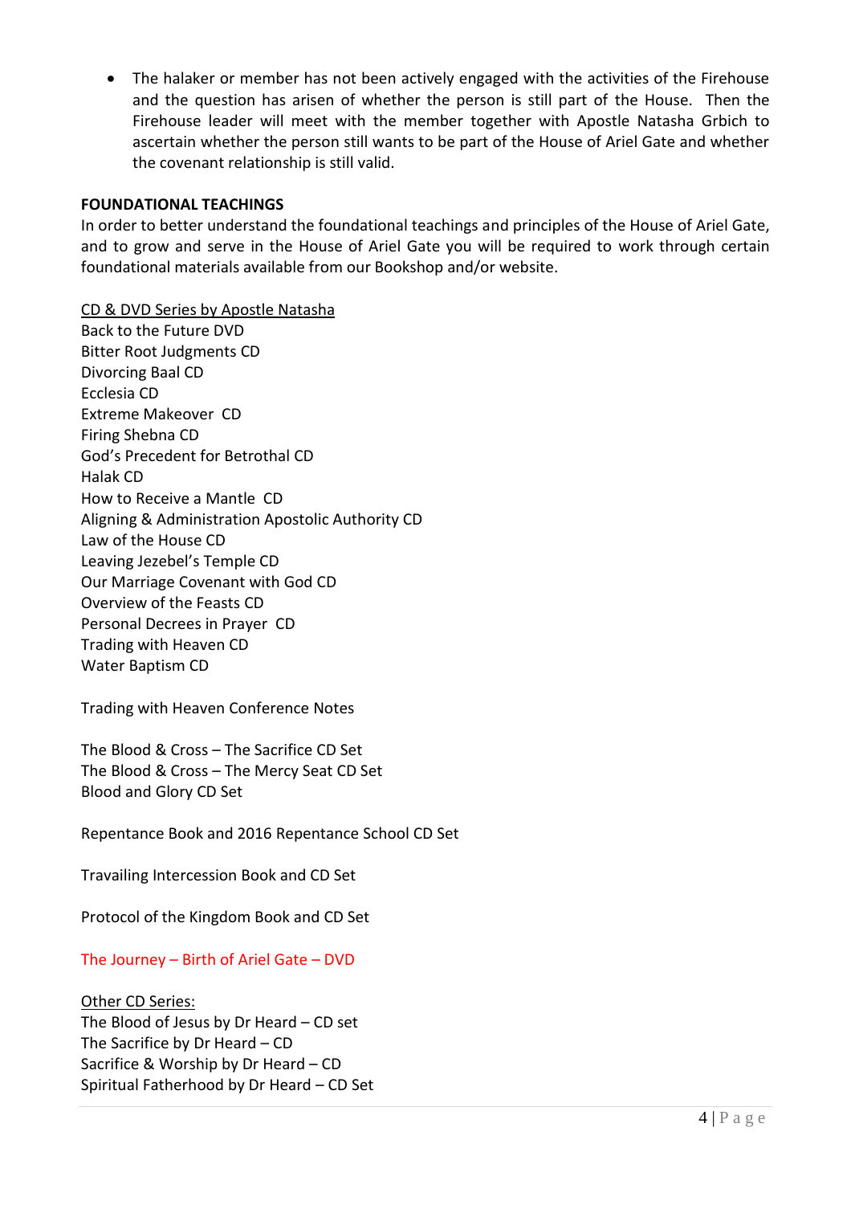- The halaker or member has not been actively engaged with the activities of the Firehouse and the question has arisen of whether the person is still part of the House. Then the Firehouse leader will meet with the member together with Apostle Natasha Grbich to ascertain whether the person still wants to be part of the House of Ariel Gate and whether the covenant relationship is still valid.

**FOUNDATIONAL TEACHINGS**

In order to better understand the foundational teachings and principles of the House of Ariel Gate, and to grow and serve in the House of Ariel Gate you will be required to work through certain foundational materials available from our Bookshop and/or website.

<u>CD & DVD Series by Apostle Natasha</u>

Back to the Future DVD
Bitter Root Judgments CD
Divorcing Baal CD
Ecclesia CD
Extreme Makeover CD
Firing Shebna CD
God's Precedent for Betrothal CD
Halak CD
How to Receive a Mantle CD
Aligning & Administration Apostolic Authority CD
Law of the House CD
Leaving Jezebel's Temple CD
Our Marriage Covenant with God CD
Overview of the Feasts CD
Personal Decrees in Prayer CD
Trading with Heaven CD
Water Baptism CD

Trading with Heaven Conference Notes

The Blood & Cross – The Sacrifice CD Set
The Blood & Cross – The Mercy Seat CD Set
Blood and Glory CD Set

Repentance Book and 2016 Repentance School CD Set

Travailing Intercession Book and CD Set

Protocol of the Kingdom Book and CD Set

The Journey – Birth of Ariel Gate – DVD

<u>Other CD Series:</u>

The Blood of Jesus by Dr Heard – CD set
The Sacrifice by Dr Heard – CD
Sacrifice & Worship by Dr Heard – CD
Spiritual Fatherhood by Dr Heard – CD Set